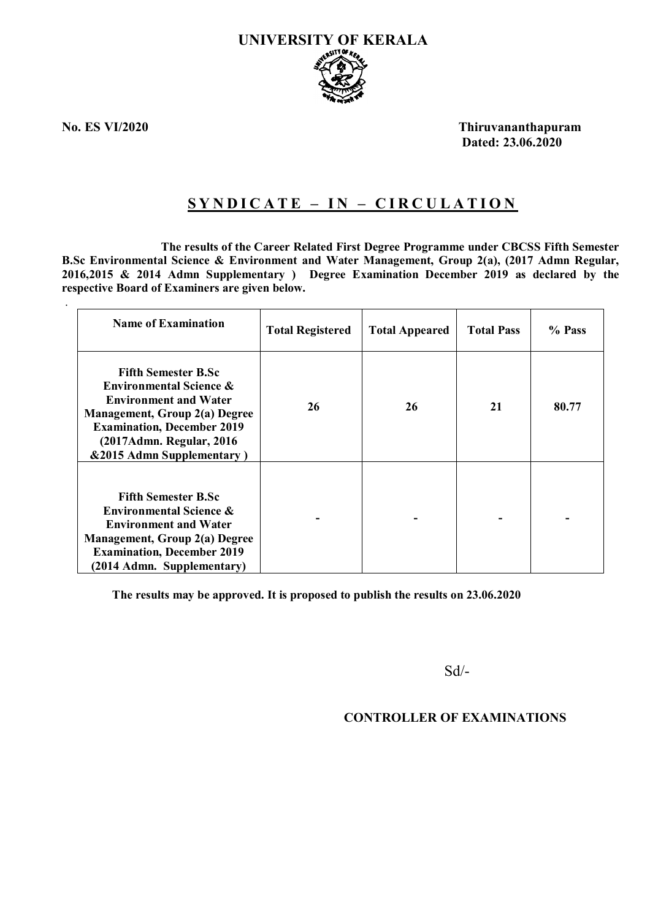# UNIVERSITY OF KERALA

**No. ES VI/2020**

**Thiruvananthapuram**
**Dated: 23.06.2020**

## S Y N D I C A T E – I N – C I R C U L A T I O N

**The results of the Career Related First Degree Programme under CBCSS Fifth Semester B.Sc Environmental Science & Environment and Water Management, Group 2(a), (2017 Admn Regular, 2016,2015 & 2014 Admn Supplementary ) Degree Examination December 2019 as declared by the respective Board of Examiners are given below.**

| Name of Examination | Total Registered | Total Appeared | Total Pass | % Pass |
|---|---|---|---|---|
| **Fifth Semester B.Sc Environmental Science & Environment and Water Management, Group 2(a) Degree Examination, December 2019 (2017Admn. Regular, 2016 &2015 Admn Supplementary )** | **26** | **26** | **21** | **80.77** |
| **Fifth Semester B.Sc Environmental Science & Environment and Water Management, Group 2(a) Degree Examination, December 2019 (2014 Admn. Supplementary)** | - | - | - | - |

**The results may be approved. It is proposed to publish the results on 23.06.2020**

Sd/-

**CONTROLLER OF EXAMINATIONS**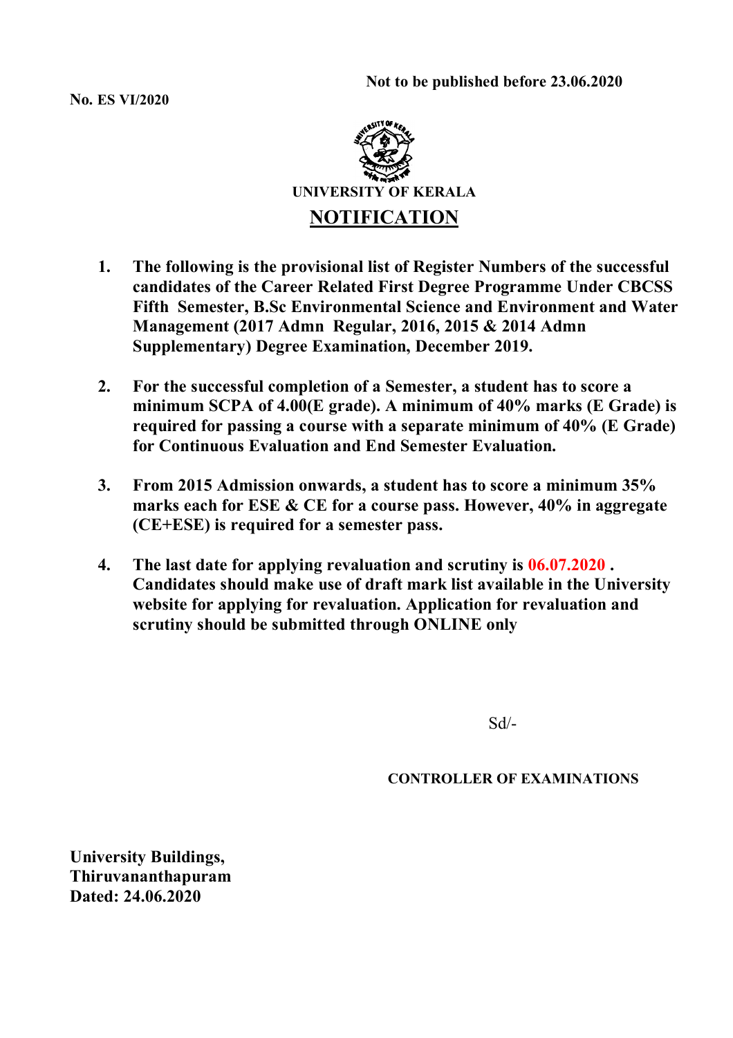**No. ES VI/2020**

**Not to be published before 23.06.2020**

**UNIVERSITY OF KERALA**

# NOTIFICATION

1. **The following is the provisional list of Register Numbers of the successful candidates of the Career Related First Degree Programme Under CBCSS Fifth Semester, B.Sc Environmental Science and Environment and Water Management (2017 Admn Regular, 2016, 2015 & 2014 Admn Supplementary) Degree Examination, December 2019.**

2. **For the successful completion of a Semester, a student has to score a minimum SCPA of 4.00(E grade). A minimum of 40% marks (E Grade) is required for passing a course with a separate minimum of 40% (E Grade) for Continuous Evaluation and End Semester Evaluation.**

3. **From 2015 Admission onwards, a student has to score a minimum 35% marks each for ESE & CE for a course pass. However, 40% in aggregate (CE+ESE) is required for a semester pass.**

4. **The last date for applying revaluation and scrutiny is 06.07.2020 . Candidates should make use of draft mark list available in the University website for applying for revaluation. Application for revaluation and scrutiny should be submitted through ONLINE only**

Sd/-

**CONTROLLER OF EXAMINATIONS**

**University Buildings,**
**Thiruvananthapuram**
**Dated: 24.06.2020**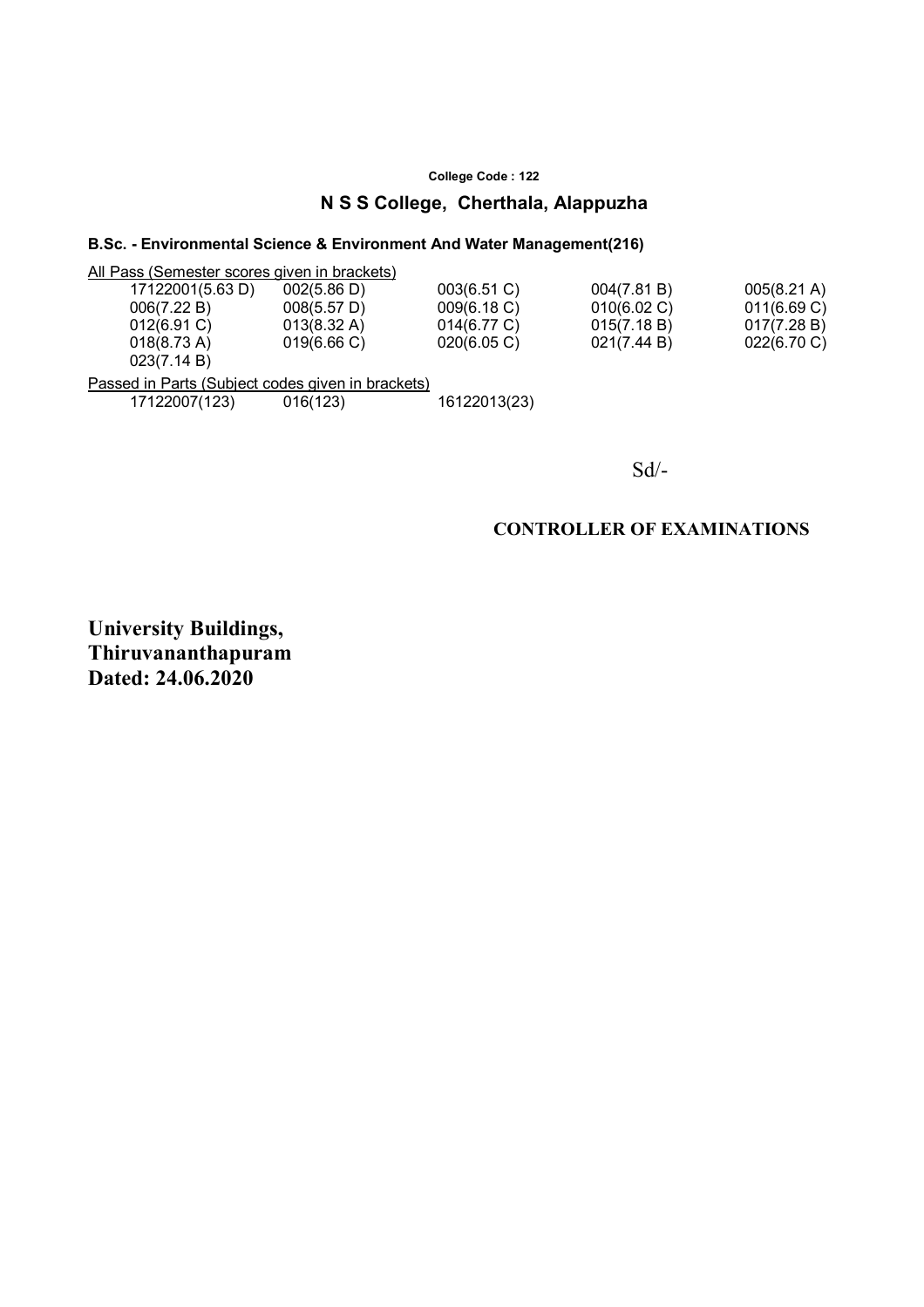**College Code : 122**

## N S S College, Cherthala, Alappuzha

### B.Sc. - Environmental Science & Environment And Water Management(216)

All Pass (Semester scores given in brackets)

| | | | | |
|---|---|---|---|---|
| 17122001(5.63 D) | 002(5.86 D) | 003(6.51 C) | 004(7.81 B) | 005(8.21 A) |
| 006(7.22 B) | 008(5.57 D) | 009(6.18 C) | 010(6.02 C) | 011(6.69 C) |
| 012(6.91 C) | 013(8.32 A) | 014(6.77 C) | 015(7.18 B) | 017(7.28 B) |
| 018(8.73 A) | 019(6.66 C) | 020(6.05 C) | 021(7.44 B) | 022(6.70 C) |
| 023(7.14 B) | | | | |

Passed in Parts (Subject codes given in brackets)

| | | |
|---|---|---|
| 17122007(123) | 016(123) | 16122013(23) |

Sd/-

**CONTROLLER OF EXAMINATIONS**

**University Buildings,**
**Thiruvananthapuram**
**Dated: 24.06.2020**